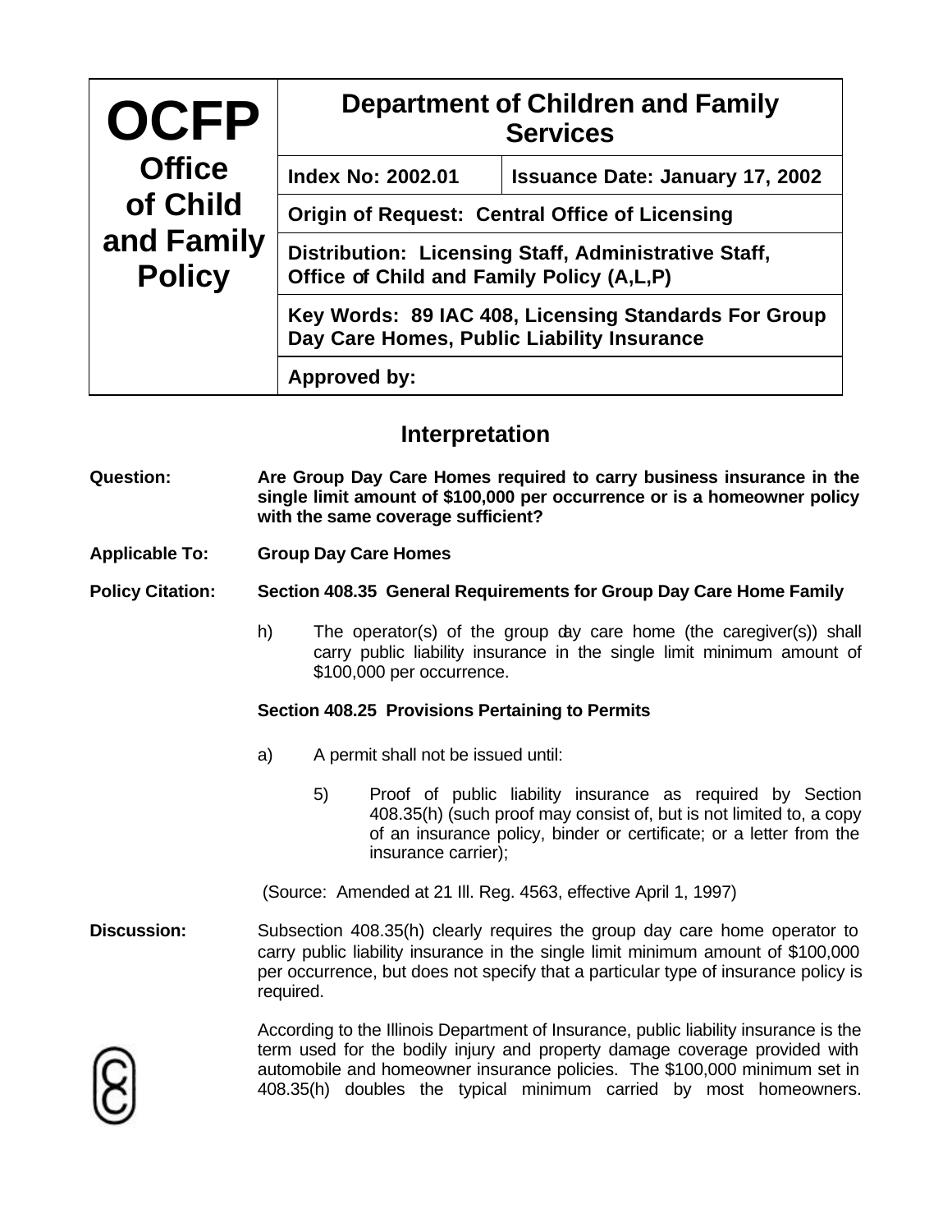| OCFP Office of Child and Family Policy | Department of Children and Family Services | |
|---|---|---|
| | **Index No: 2002.01** | **Issuance Date: January 17, 2002** |
| | **Origin of Request: Central Office of Licensing** | |
| | **Distribution: Licensing Staff, Administrative Staff, Office of Child and Family Policy (A,L,P)** | |
| | **Key Words: 89 IAC 408, Licensing Standards For Group Day Care Homes, Public Liability Insurance** | |
| | **Approved by:** | |

## Interpretation

**Question:** **Are Group Day Care Homes required to carry business insurance in the single limit amount of $100,000 per occurrence or is a homeowner policy with the same coverage sufficient?**

**Applicable To:** **Group Day Care Homes**

**Policy Citation:** **Section 408.35 General Requirements for Group Day Care Home Family**

h) The operator(s) of the group day care home (the caregiver(s)) shall carry public liability insurance in the single limit minimum amount of $100,000 per occurrence.

**Section 408.25 Provisions Pertaining to Permits**

a) A permit shall not be issued until:

5) Proof of public liability insurance as required by Section 408.35(h) (such proof may consist of, but is not limited to, a copy of an insurance policy, binder or certificate; or a letter from the insurance carrier);

(Source: Amended at 21 Ill. Reg. 4563, effective April 1, 1997)

**Discussion:** Subsection 408.35(h) clearly requires the group day care home operator to carry public liability insurance in the single limit minimum amount of $100,000 per occurrence, but does not specify that a particular type of insurance policy is required.

According to the Illinois Department of Insurance, public liability insurance is the term used for the bodily injury and property damage coverage provided with automobile and homeowner insurance policies. The $100,000 minimum set in 408.35(h) doubles the typical minimum carried by most homeowners.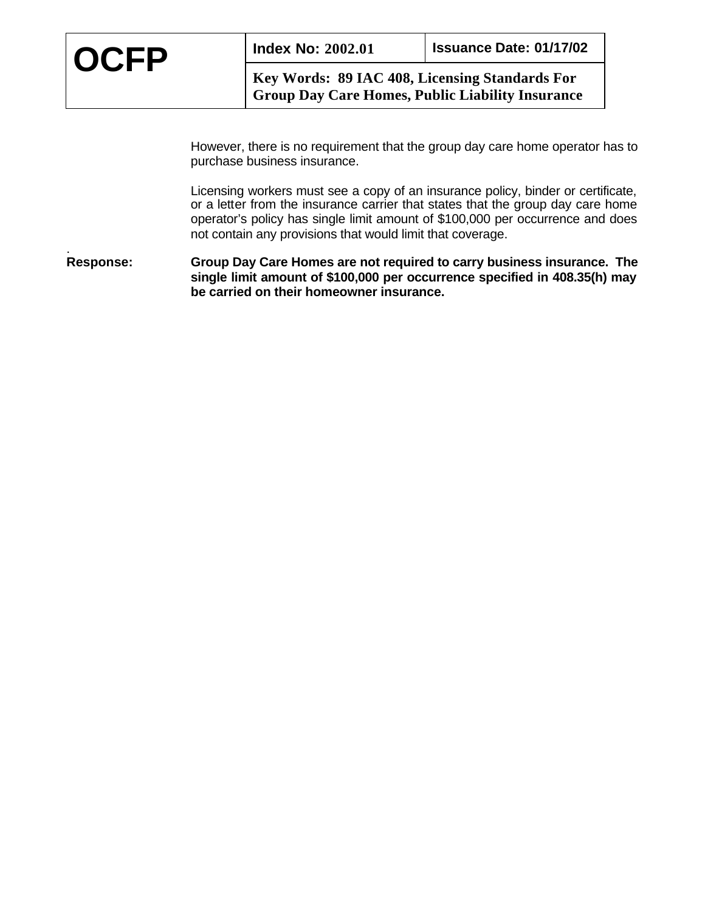However, there is no requirement that the group day care home operator has to purchase business insurance.

Licensing workers must see a copy of an insurance policy, binder or certificate, or a letter from the insurance carrier that states that the group day care home operator's policy has single limit amount of $100,000 per occurrence and does not contain any provisions that would limit that coverage.

**Response:** **Group Day Care Homes are not required to carry business insurance. The single limit amount of $100,000 per occurrence specified in 408.35(h) may be carried on their homeowner insurance.**